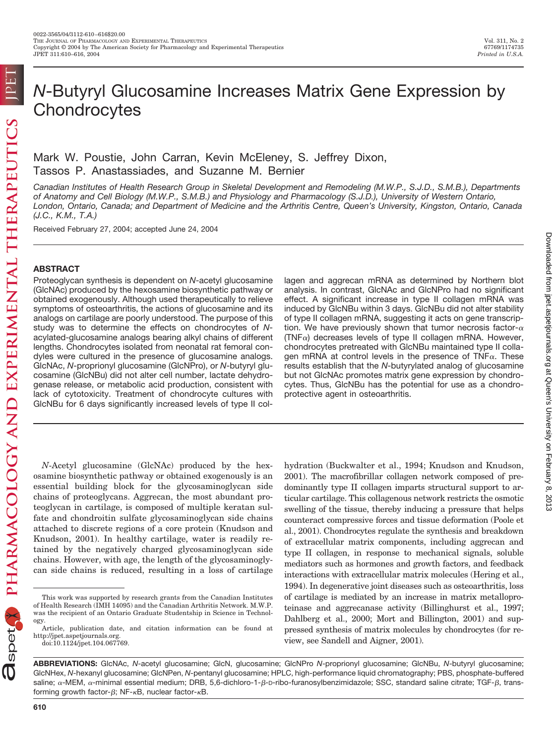# *N*-Butyryl Glucosamine Increases Matrix Gene Expression by Chondrocytes

Mark W. Poustie, John Carran, Kevin McEleney, S. Jeffrey Dixon, Tassos P. Anastassiades, and Suzanne M. Bernier

*Canadian Institutes of Health Research Group in Skeletal Development and Remodeling (M.W.P., S.J.D., S.M.B.), Departments of Anatomy and Cell Biology (M.W.P., S.M.B.) and Physiology and Pharmacology (S.J.D.), University of Western Ontario, London, Ontario, Canada; and Department of Medicine and the Arthritis Centre, Queen's University, Kingston, Ontario, Canada (J.C., K.M., T.A.)*

Received February 27, 2004; accepted June 24, 2004

## ABSTRACT

Proteoglycan synthesis is dependent on *N*-acetyl glucosamine (GlcNAc) produced by the hexosamine biosynthetic pathway or obtained exogenously. Although used therapeutically to relieve symptoms of osteoarthritis, the actions of glucosamine and its analogs on cartilage are poorly understood. The purpose of this study was to determine the effects on chondrocytes of *N*-acylated-glucosamine analogs bearing alkyl chains of different lengths. Chondrocytes isolated from neonatal rat femoral condyles were cultured in the presence of glucosamine analogs. GlcNAc, *N*-proprionyl glucosamine (GlcNPro), or *N*-butyryl glucosamine (GlcNBu) did not alter cell number, lactate dehydrogenase release, or metabolic acid production, consistent with lack of cytotoxicity. Treatment of chondrocyte cultures with GlcNBu for 6 days significantly increased levels of type II collagen and aggrecan mRNA as determined by Northern blot analysis. In contrast, GlcNAc and GlcNPro had no significant effect. A significant increase in type II collagen mRNA was induced by GlcNBu within 3 days. GlcNBu did not alter stability of type II collagen mRNA, suggesting it acts on gene transcription. We have previously shown that tumor necrosis factor-$\alpha$ (TNF$\alpha$) decreases levels of type II collagen mRNA. However, chondrocytes pretreated with GlcNBu maintained type II collagen mRNA at control levels in the presence of TNF$\alpha$. These results establish that the *N*-butyrylated analog of glucosamine but not GlcNAc promotes matrix gene expression by chondrocytes. Thus, GlcNBu has the potential for use as a chondroprotective agent in osteoarthritis.

*N*-Acetyl glucosamine (GlcNAc) produced by the hexosamine biosynthetic pathway or obtained exogenously is an essential building block for the glycosaminoglycan side chains of proteoglycans. Aggrecan, the most abundant proteoglycan in cartilage, is composed of multiple keratan sulfate and chondroitin sulfate glycosaminoglycan side chains attached to discrete regions of a core protein (Knudson and Knudson, 2001). In healthy cartilage, water is readily retained by the negatively charged glycosaminoglycan side chains. However, with age, the length of the glycosaminoglycan side chains is reduced, resulting in a loss of cartilage hydration (Buckwalter et al., 1994; Knudson and Knudson, 2001). The macrofibrillar collagen network composed of predominantly type II collagen imparts structural support to articular cartilage. This collagenous network restricts the osmotic swelling of the tissue, thereby inducing a pressure that helps counteract compressive forces and tissue deformation (Poole et al., 2001). Chondrocytes regulate the synthesis and breakdown of extracellular matrix components, including aggrecan and type II collagen, in response to mechanical signals, soluble mediators such as hormones and growth factors, and feedback interactions with extracellular matrix molecules (Hering et al., 1994). In degenerative joint diseases such as osteoarthritis, loss of cartilage is mediated by an increase in matrix metalloproteinase and aggrecanase activity (Billinghurst et al., 1997; Dahlberg et al., 2000; Mort and Billington, 2001) and suppressed synthesis of matrix molecules by chondrocytes (for review, see Sandell and Aigner, 2001).

This work was supported by research grants from the Canadian Institutes of Health Research (IMH 14095) and the Canadian Arthritis Network. M.W.P. was the recipient of an Ontario Graduate Studentship in Science in Technology.

Article, publication date, and citation information can be found at http://jpet.aspetjournals.org.

doi:10.1124/jpet.104.067769.

**ABBREVIATIONS:** GlcNAc, *N*-acetyl glucosamine; GlcN, glucosamine; GlcNPro *N*-proprionyl glucosamine; GlcNBu, *N*-butyryl glucosamine; GlcNHex, *N*-hexanyl glucosamine; GlcNPen, *N*-pentanyl glucosamine; HPLC, high-performance liquid chromatography; PBS, phosphate-buffered saline; $\alpha$-MEM, $\alpha$-minimal essential medium; DRB, 5,6-dichloro-1-$\beta$-D-ribo-furanosylbenzimidazole; SSC, standard saline citrate; TGF-$\beta$, transforming growth factor-$\beta$; NF-$\kappa$B, nuclear factor-$\kappa$B.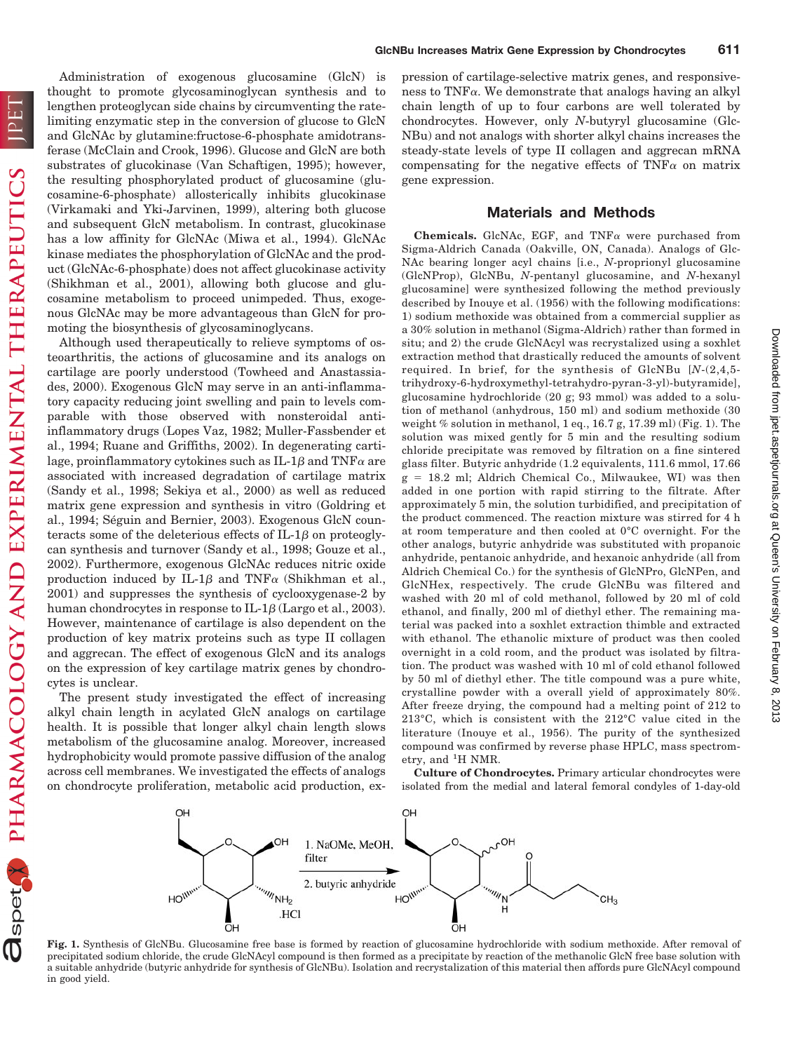Administration of exogenous glucosamine (GlcN) is thought to promote glycosaminoglycan synthesis and to lengthen proteoglycan side chains by circumventing the rate-limiting enzymatic step in the conversion of glucose to GlcN and GlcNAc by glutamine:fructose-6-phosphate amidotransferase (McClain and Crook, 1996). Glucose and GlcN are both substrates of glucokinase (Van Schaftigen, 1995); however, the resulting phosphorylated product of glucosamine (glucosamine-6-phosphate) allosterically inhibits glucokinase (Virkamaki and Yki-Jarvinen, 1999), altering both glucose and subsequent GlcN metabolism. In contrast, glucokinase has a low affinity for GlcNAc (Miwa et al., 1994). GlcNAc kinase mediates the phosphorylation of GlcNAc and the product (GlcNAc-6-phosphate) does not affect glucokinase activity (Shikhman et al., 2001), allowing both glucose and glucosamine metabolism to proceed unimpeded. Thus, exogenous GlcNAc may be more advantageous than GlcN for promoting the biosynthesis of glycosaminoglycans.

Although used therapeutically to relieve symptoms of osteoarthritis, the actions of glucosamine and its analogs on cartilage are poorly understood (Towheed and Anastassiades, 2000). Exogenous GlcN may serve in an anti-inflammatory capacity reducing joint swelling and pain to levels comparable with those observed with nonsteroidal anti-inflammatory drugs (Lopes Vaz, 1982; Muller-Fassbender et al., 1994; Ruane and Griffiths, 2002). In degenerating cartilage, proinflammatory cytokines such as IL-1β and TNFα are associated with increased degradation of cartilage matrix (Sandy et al., 1998; Sekiya et al., 2000) as well as reduced matrix gene expression and synthesis in vitro (Goldring et al., 1994; Séguin and Bernier, 2003). Exogenous GlcN counteracts some of the deleterious effects of IL-1β on proteoglycan synthesis and turnover (Sandy et al., 1998; Gouze et al., 2002). Furthermore, exogenous GlcNAc reduces nitric oxide production induced by IL-1β and TNFα (Shikhman et al., 2001) and suppresses the synthesis of cyclooxygenase-2 by human chondrocytes in response to IL-1β (Largo et al., 2003). However, maintenance of cartilage is also dependent on the production of key matrix proteins such as type II collagen and aggrecan. The effect of exogenous GlcN and its analogs on the expression of key cartilage matrix genes by chondrocytes is unclear.

The present study investigated the effect of increasing alkyl chain length in acylated GlcN analogs on cartilage health. It is possible that longer alkyl chain length slows metabolism of the glucosamine analog. Moreover, increased hydrophobicity would promote passive diffusion of the analog across cell membranes. We investigated the effects of analogs on chondrocyte proliferation, metabolic acid production, expression of cartilage-selective matrix genes, and responsiveness to TNFα. We demonstrate that analogs having an alkyl chain length of up to four carbons are well tolerated by chondrocytes. However, only *N*-butyryl glucosamine (GlcNBu) and not analogs with shorter alkyl chains increases the steady-state levels of type II collagen and aggrecan mRNA compensating for the negative effects of TNFα on matrix gene expression.

## Materials and Methods

**Chemicals.** GlcNAc, EGF, and TNFα were purchased from Sigma-Aldrich Canada (Oakville, ON, Canada). Analogs of GlcNAc bearing longer acyl chains [i.e., *N*-proprionyl glucosamine (GlcNProp), GlcNBu, *N*-pentanyl glucosamine, and *N*-hexanyl glucosamine] were synthesized following the method previously described by Inouye et al. (1956) with the following modifications: 1) sodium methoxide was obtained from a commercial supplier as a 30% solution in methanol (Sigma-Aldrich) rather than formed in situ; and 2) the crude GlcNAcyl was recrystalized using a soxhlet extraction method that drastically reduced the amounts of solvent required. In brief, for the synthesis of GlcNBu [*N*-(2,4,5-trihydroxy-6-hydroxymethyl-tetrahydro-pyran-3-yl)-butyramide], glucosamine hydrochloride (20 g; 93 mmol) was added to a solution of methanol (anhydrous, 150 ml) and sodium methoxide (30 weight % solution in methanol, 1 eq., 16.7 g, 17.39 ml) (Fig. 1). The solution was mixed gently for 5 min and the resulting sodium chloride precipitate was removed by filtration on a fine sintered glass filter. Butyric anhydride (1.2 equivalents, 111.6 mmol, 17.66 g = 18.2 ml; Aldrich Chemical Co., Milwaukee, WI) was then added in one portion with rapid stirring to the filtrate. After approximately 5 min, the solution turbidified, and precipitation of the product commenced. The reaction mixture was stirred for 4 h at room temperature and then cooled at 0°C overnight. For the other analogs, butyric anhydride was substituted with propanoic anhydride, pentanoic anhydride, and hexanoic anhydride (all from Aldrich Chemical Co.) for the synthesis of GlcNPro, GlcNPen, and GlcNHex, respectively. The crude GlcNBu was filtered and washed with 20 ml of cold methanol, followed by 20 ml of cold ethanol, and finally, 200 ml of diethyl ether. The remaining material was packed into a soxhlet extraction thimble and extracted with ethanol. The ethanolic mixture of product was then cooled overnight in a cold room, and the product was isolated by filtration. The product was washed with 10 ml of cold ethanol followed by 50 ml of diethyl ether. The title compound was a pure white, crystalline powder with a overall yield of approximately 80%. After freeze drying, the compound had a melting point of 212 to 213°C, which is consistent with the 212°C value cited in the literature (Inouye et al., 1956). The purity of the synthesized compound was confirmed by reverse phase HPLC, mass spectrometry, and $^1$H NMR.

**Culture of Chondrocytes.** Primary articular chondrocytes were isolated from the medial and lateral femoral condyles of 1-day-old

**Fig. 1.** Synthesis of GlcNBu. Glucosamine free base is formed by reaction of glucosamine hydrochloride with sodium methoxide. After removal of precipitated sodium chloride, the crude GlcNAcyl compound is then formed as a precipitate by reaction of the methanolic GlcN free base solution with a suitable anhydride (butyric anhydride for synthesis of GlcNBu). Isolation and recrystalization of this material then affords pure GlcNAcyl compound in good yield.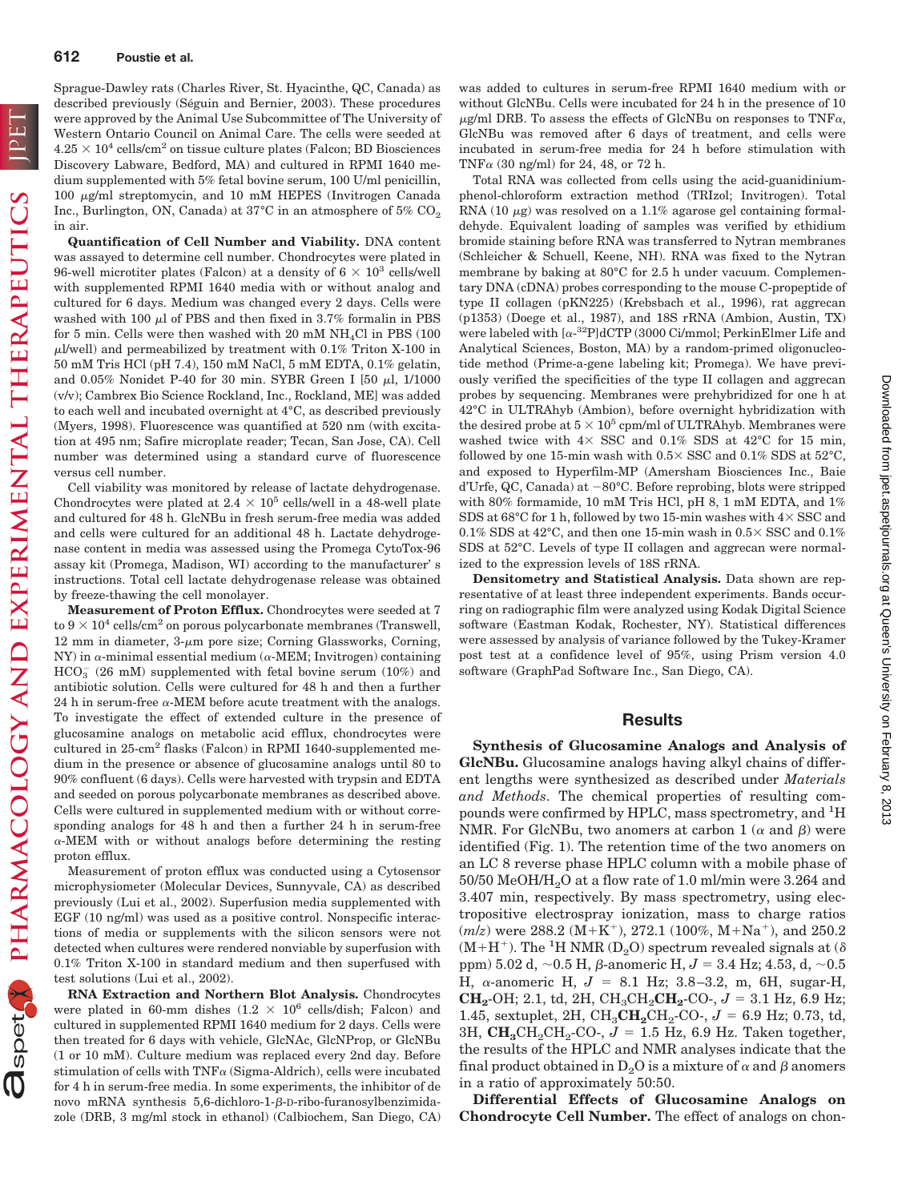Sprague-Dawley rats (Charles River, St. Hyacinthe, QC, Canada) as described previously (Séguin and Bernier, 2003). These procedures were approved by the Animal Use Subcommittee of The University of Western Ontario Council on Animal Care. The cells were seeded at $4.25 \times 10^4$ cells/cm$^2$ on tissue culture plates (Falcon; BD Biosciences Discovery Labware, Bedford, MA) and cultured in RPMI 1640 medium supplemented with 5% fetal bovine serum, 100 U/ml penicillin, 100 $\mu$g/ml streptomycin, and 10 mM HEPES (Invitrogen Canada Inc., Burlington, ON, Canada) at 37°C in an atmosphere of 5% $CO_2$ in air.

**Quantification of Cell Number and Viability.** DNA content was assayed to determine cell number. Chondrocytes were plated in 96-well microtiter plates (Falcon) at a density of $6 \times 10^3$ cells/well with supplemented RPMI 1640 media with or without analog and cultured for 6 days. Medium was changed every 2 days. Cells were washed with 100 $\mu$l of PBS and then fixed in 3.7% formalin in PBS for 5 min. Cells were then washed with 20 mM $NH_4Cl$ in PBS (100 $\mu$l/well) and permeabilized by treatment with 0.1% Triton X-100 in 50 mM Tris HCl (pH 7.4), 150 mM NaCl, 5 mM EDTA, 0.1% gelatin, and 0.05% Nonidet P-40 for 30 min. SYBR Green I [50 $\mu$l, 1/1000 (v/v); Cambrex Bio Science Rockland, Inc., Rockland, ME] was added to each well and incubated overnight at 4°C, as described previously (Myers, 1998). Fluorescence was quantified at 520 nm (with excitation at 495 nm; Safire microplate reader; Tecan, San Jose, CA). Cell number was determined using a standard curve of fluorescence versus cell number.

Cell viability was monitored by release of lactate dehydrogenase. Chondrocytes were plated at $2.4 \times 10^5$ cells/well in a 48-well plate and cultured for 48 h. GlcNBu in fresh serum-free media was added and cells were cultured for an additional 48 h. Lactate dehydrogenase content in media was assessed using the Promega CytoTox-96 assay kit (Promega, Madison, WI) according to the manufacturer' s instructions. Total cell lactate dehydrogenase release was obtained by freeze-thawing the cell monolayer.

**Measurement of Proton Efflux.** Chondrocytes were seeded at 7 to $9 \times 10^4$ cells/cm$^2$ on porous polycarbonate membranes (Transwell, 12 mm in diameter, 3-$\mu$m pore size; Corning Glassworks, Corning, NY) in $\alpha$-minimal essential medium ($\alpha$-MEM; Invitrogen) containing $HCO_3^-$ (26 mM) supplemented with fetal bovine serum (10%) and antibiotic solution. Cells were cultured for 48 h and then a further 24 h in serum-free $\alpha$-MEM before acute treatment with the analogs. To investigate the effect of extended culture in the presence of glucosamine analogs on metabolic acid efflux, chondrocytes were cultured in 25-cm$^2$ flasks (Falcon) in RPMI 1640-supplemented medium in the presence or absence of glucosamine analogs until 80 to 90% confluent (6 days). Cells were harvested with trypsin and EDTA and seeded on porous polycarbonate membranes as described above. Cells were cultured in supplemented medium with or without corresponding analogs for 48 h and then a further 24 h in serum-free $\alpha$-MEM with or without analogs before determining the resting proton efflux.

Measurement of proton efflux was conducted using a Cytosensor microphysiometer (Molecular Devices, Sunnyvale, CA) as described previously (Lui et al., 2002). Superfusion media supplemented with EGF (10 ng/ml) was used as a positive control. Nonspecific interactions of media or supplements with the silicon sensors were not detected when cultures were rendered nonviable by superfusion with 0.1% Triton X-100 in standard medium and then superfused with test solutions (Lui et al., 2002).

**RNA Extraction and Northern Blot Analysis.** Chondrocytes were plated in 60-mm dishes ($1.2 \times 10^6$ cells/dish; Falcon) and cultured in supplemented RPMI 1640 medium for 2 days. Cells were then treated for 6 days with vehicle, GlcNAc, GlcNProp, or GlcNBu (1 or 10 mM). Culture medium was replaced every 2nd day. Before stimulation of cells with TNF$\alpha$ (Sigma-Aldrich), cells were incubated for 4 h in serum-free media. In some experiments, the inhibitor of de novo mRNA synthesis 5,6-dichloro-1-$\beta$-D-ribo-furanosylbenzimidazole (DRB, 3 mg/ml stock in ethanol) (Calbiochem, San Diego, CA) was added to cultures in serum-free RPMI 1640 medium with or without GlcNBu. Cells were incubated for 24 h in the presence of 10 $\mu$g/ml DRB. To assess the effects of GlcNBu on responses to TNF$\alpha$, GlcNBu was removed after 6 days of treatment, and cells were incubated in serum-free media for 24 h before stimulation with TNF$\alpha$ (30 ng/ml) for 24, 48, or 72 h.

Total RNA was collected from cells using the acid-guanidinium-phenol-chloroform extraction method (TRIzol; Invitrogen). Total RNA (10 $\mu$g) was resolved on a 1.1% agarose gel containing formaldehyde. Equivalent loading of samples was verified by ethidium bromide staining before RNA was transferred to Nytran membranes (Schleicher & Schuell, Keene, NH). RNA was fixed to the Nytran membrane by baking at 80°C for 2.5 h under vacuum. Complementary DNA (cDNA) probes corresponding to the mouse C-propeptide of type II collagen (pKN225) (Krebsbach et al., 1996), rat aggrecan (p1353) (Doege et al., 1987), and 18S rRNA (Ambion, Austin, TX) were labeled with [$\alpha$-$^{32}$P]dCTP (3000 Ci/mmol; PerkinElmer Life and Analytical Sciences, Boston, MA) by a random-primed oligonucleotide method (Prime-a-gene labeling kit; Promega). We have previously verified the specificities of the type II collagen and aggrecan probes by sequencing. Membranes were prehybridized for one h at 42°C in ULTRAhyb (Ambion), before overnight hybridization with the desired probe at $5 \times 10^5$ cpm/ml of ULTRAhyb. Membranes were washed twice with 4× SSC and 0.1% SDS at 42°C for 15 min, followed by one 15-min wash with 0.5× SSC and 0.1% SDS at 52°C, and exposed to Hyperfilm-MP (Amersham Biosciences Inc., Baie d'Urfe, QC, Canada) at −80°C. Before reprobing, blots were stripped with 80% formamide, 10 mM Tris HCl, pH 8, 1 mM EDTA, and 1% SDS at 68°C for 1 h, followed by two 15-min washes with 4× SSC and 0.1% SDS at 42°C, and then one 15-min wash in 0.5× SSC and 0.1% SDS at 52°C. Levels of type II collagen and aggrecan were normalized to the expression levels of 18S rRNA.

**Densitometry and Statistical Analysis.** Data shown are representative of at least three independent experiments. Bands occurring on radiographic film were analyzed using Kodak Digital Science software (Eastman Kodak, Rochester, NY). Statistical differences were assessed by analysis of variance followed by the Tukey-Kramer post test at a confidence level of 95%, using Prism version 4.0 software (GraphPad Software Inc., San Diego, CA).

## Results

**Synthesis of Glucosamine Analogs and Analysis of GlcNBu.** Glucosamine analogs having alkyl chains of different lengths were synthesized as described under *Materials and Methods*. The chemical properties of resulting compounds were confirmed by HPLC, mass spectrometry, and $^1$H NMR. For GlcNBu, two anomers at carbon 1 ($\alpha$ and $\beta$) were identified (Fig. 1). The retention time of the two anomers on an LC 8 reverse phase HPLC column with a mobile phase of 50/50 MeOH/$H_2O$ at a flow rate of 1.0 ml/min were 3.264 and 3.407 min, respectively. By mass spectrometry, using electropositive electrospray ionization, mass to charge ratios ($m/z$) were 288.2 ($M+K^+$), 272.1 (100%, $M+Na^+$), and 250.2 ($M+H^+$). The $^1$H NMR ($D_2O$) spectrum revealed signals at ($\delta$ ppm) 5.02 d, ~0.5 H, $\beta$-anomeric H, $J$ = 3.4 Hz; 4.53, d, ~0.5 H, $\alpha$-anomeric H, $J$ = 8.1 Hz; 3.8–3.2, m, 6H, sugar-H, **$CH_2$**-OH; 2.1, td, 2H, $CH_3CH_2$**$CH_2$**-CO-, $J$ = 3.1 Hz, 6.9 Hz; 1.45, sextuplet, 2H, $CH_3$**$CH_2$**$CH_2$-CO-, $J$ = 6.9 Hz; 0.73, td, 3H, **$CH_3$**$CH_2CH_2$-CO-, $J$ = 1.5 Hz, 6.9 Hz. Taken together, the results of the HPLC and NMR analyses indicate that the final product obtained in $D_2O$ is a mixture of $\alpha$ and $\beta$ anomers in a ratio of approximately 50:50.

**Differential Effects of Glucosamine Analogs on Chondrocyte Cell Number.** The effect of analogs on chon-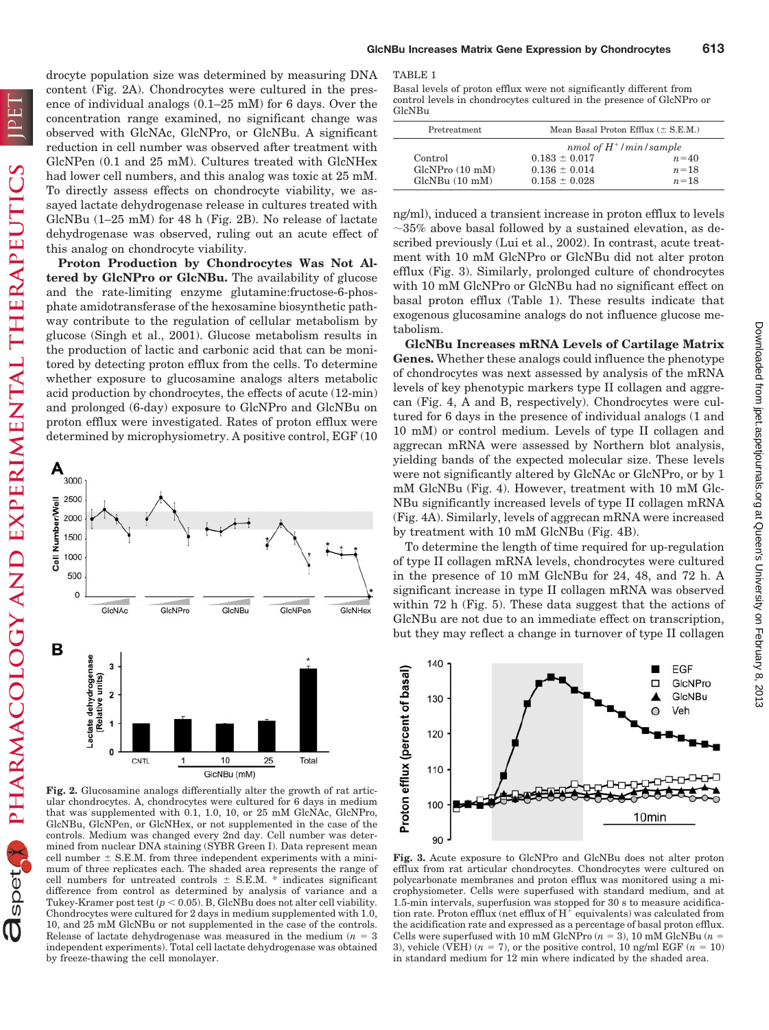drocyte population size was determined by measuring DNA content (Fig. 2A). Chondrocytes were cultured in the presence of individual analogs (0.1–25 mM) for 6 days. Over the concentration range examined, no significant change was observed with GlcNAc, GlcNPro, or GlcNBu. A significant reduction in cell number was observed after treatment with GlcNPen (0.1 and 25 mM). Cultures treated with GlcNHex had lower cell numbers, and this analog was toxic at 25 mM. To directly assess effects on chondrocyte viability, we assayed lactate dehydrogenase release in cultures treated with GlcNBu (1–25 mM) for 48 h (Fig. 2B). No release of lactate dehydrogenase was observed, ruling out an acute effect of this analog on chondrocyte viability.

**Proton Production by Chondrocytes Was Not Altered by GlcNPro or GlcNBu.** The availability of glucose and the rate-limiting enzyme glutamine:fructose-6-phosphate amidotransferase of the hexosamine biosynthetic pathway contribute to the regulation of cellular metabolism by glucose (Singh et al., 2001). Glucose metabolism results in the production of lactic and carbonic acid that can be monitored by detecting proton efflux from the cells. To determine whether exposure to glucosamine analogs alters metabolic acid production by chondrocytes, the effects of acute (12-min) and prolonged (6-day) exposure to GlcNPro and GlcNBu on proton efflux were investigated. Rates of proton efflux were determined by microphysiometry. A positive control, EGF (10 ng/ml), induced a transient increase in proton efflux to levels ~35% above basal followed by a sustained elevation, as described previously (Lui et al., 2002). In contrast, acute treatment with 10 mM GlcNPro or GlcNBu did not alter proton efflux (Fig. 3). Similarly, prolonged culture of chondrocytes with 10 mM GlcNPro or GlcNBu had no significant effect on basal proton efflux (Table 1). These results indicate that exogenous glucosamine analogs do not influence glucose metabolism.

Fig. 2. Glucosamine analogs differentially alter the growth of rat articular chondrocytes. A, chondrocytes were cultured for 6 days in medium that was supplemented with 0.1, 1.0, 10, or 25 mM GlcNAc, GlcNPro, GlcNBu, GlcNPen, or GlcNHex, or not supplemented in the case of the controls. Medium was changed every 2nd day. Cell number was determined from nuclear DNA staining (SYBR Green I). Data represent mean cell number ± S.E.M. from three independent experiments with a minimum of three replicates each. The shaded area represents the range of cell numbers for untreated controls ± S.E.M. * indicates significant difference from control as determined by analysis of variance and a Tukey-Kramer post test ($p < 0.05$). B, GlcNBu does not alter cell viability. Chondrocytes were cultured for 2 days in medium supplemented with 1.0, 10, and 25 mM GlcNBu or not supplemented in the case of the controls. Release of lactate dehydrogenase was measured in the medium ($n$ = 3 independent experiments). Total cell lactate dehydrogenase was obtained by freeze-thawing the cell monolayer.

TABLE 1
Basal levels of proton efflux were not significantly different from control levels in chondrocytes cultured in the presence of GlcNPro or GlcNBu

| Pretreatment | Mean Basal Proton Efflux (± S.E.M.) | |
|---|---|---|
| | *nmol of H$^+$/min/sample* | |
| Control | 0.183 ± 0.017 | $n$=40 |
| GlcNPro (10 mM) | 0.136 ± 0.014 | $n$=18 |
| GlcNBu (10 mM) | 0.158 ± 0.028 | $n$=18 |

**GlcNBu Increases mRNA Levels of Cartilage Matrix Genes.** Whether these analogs could influence the phenotype of chondrocytes was next assessed by analysis of the mRNA levels of key phenotypic markers type II collagen and aggrecan (Fig. 4, A and B, respectively). Chondrocytes were cultured for 6 days in the presence of individual analogs (1 and 10 mM) or control medium. Levels of type II collagen and aggrecan mRNA were assessed by Northern blot analysis, yielding bands of the expected molecular size. These levels were not significantly altered by GlcNAc or GlcNPro, or by 1 mM GlcNBu (Fig. 4). However, treatment with 10 mM GlcNBu significantly increased levels of type II collagen mRNA (Fig. 4A). Similarly, levels of aggrecan mRNA were increased by treatment with 10 mM GlcNBu (Fig. 4B).

To determine the length of time required for up-regulation of type II collagen mRNA levels, chondrocytes were cultured in the presence of 10 mM GlcNBu for 24, 48, and 72 h. A significant increase in type II collagen mRNA was observed within 72 h (Fig. 5). These data suggest that the actions of GlcNBu are not due to an immediate effect on transcription, but they may reflect a change in turnover of type II collagen

Fig. 3. Acute exposure to GlcNPro and GlcNBu does not alter proton efflux from rat articular chondrocytes. Chondrocytes were cultured on polycarbonate membranes and proton efflux was monitored using a microphysiometer. Cells were superfused with standard medium, and at 1.5-min intervals, superfusion was stopped for 30 s to measure acidification rate. Proton efflux (net efflux of H$^+$ equivalents) was calculated from the acidification rate and expressed as a percentage of basal proton efflux. Cells were superfused with 10 mM GlcNPro ($n$ = 3), 10 mM GlcNBu ($n$ = 3), vehicle (VEH) ($n$ = 7), or the positive control, 10 ng/ml EGF ($n$ = 10) in standard medium for 12 min where indicated by the shaded area.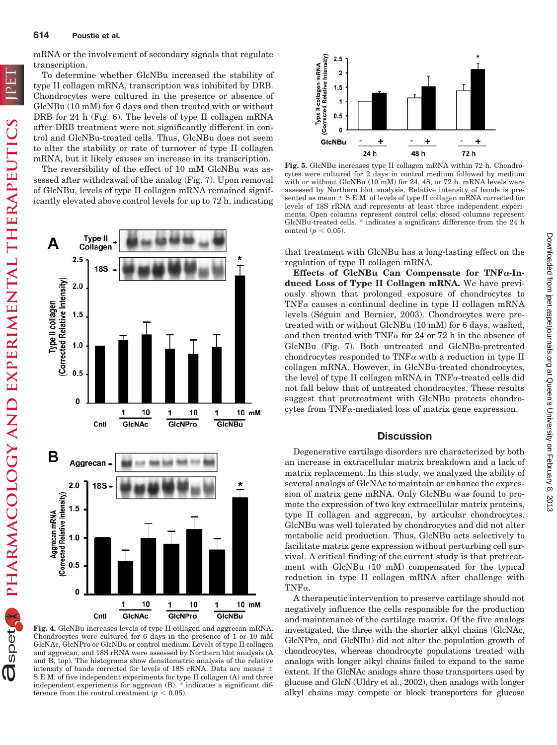mRNA or the involvement of secondary signals that regulate transcription.

To determine whether GlcNBu increased the stability of type II collagen mRNA, transcription was inhibited by DRB. Chondrocytes were cultured in the presence or absence of GlcNBu (10 mM) for 6 days and then treated with or without DRB for 24 h (Fig. 6). The levels of type II collagen mRNA after DRB treatment were not significantly different in control and GlcNBu-treated cells. Thus, GlcNBu does not seem to alter the stability or rate of turnover of type II collagen mRNA, but it likely causes an increase in its transcription.

The reversibility of the effect of 10 mM GlcNBu was assessed after withdrawal of the analog (Fig. 7). Upon removal of GlcNBu, levels of type II collagen mRNA remained significantly elevated above control levels for up to 72 h, indicating that treatment with GlcNBu has a long-lasting effect on the regulation of type II collagen mRNA.

**Fig. 4.** GlcNBu increases levels of type II collagen and aggrecan mRNA. Chondrocytes were cultured for 6 days in the presence of 1 or 10 mM GlcNAc, GlcNPro or GlcNBu or control medium. Levels of type II collagen and aggrecan, and 18S rRNA were assessed by Northern blot analysis (A and B, top). The histograms show densitometric analysis of the relative intensity of bands corrected for levels of 18S rRNA. Data are means ± S.E.M. of five independent experiments for type II collagen (A) and three independent experiments for aggrecan (B). * indicates a significant difference from the control treatment ($p < 0.05$).

**Fig. 5.** GlcNBu increases type II collagen mRNA within 72 h. Chondrocytes were cultured for 2 days in control medium followed by medium with or without GlcNBu (10 mM) for 24, 48, or 72 h. mRNA levels were assessed by Northern blot analysis. Relative intensity of bands is presented as mean ± S.E.M. of levels of type II collagen mRNA corrected for levels of 18S rRNA and represents at least three independent experiments. Open columns represent control cells; closed columns represent GlcNBu-treated cells. * indicates a significant difference from the 24 h control ($p < 0.05$).

**Effects of GlcNBu Can Compensate for TNFα-Induced Loss of Type II Collagen mRNA.** We have previously shown that prolonged exposure of chondrocytes to TNFα causes a continual decline in type II collagen mRNA levels (Séguin and Bernier, 2003). Chondrocytes were pretreated with or without GlcNBu (10 mM) for 6 days, washed, and then treated with TNFα for 24 or 72 h in the absence of GlcNBu (Fig. 7). Both untreated and GlcNBu-pretreated chondrocytes responded to TNFα with a reduction in type II collagen mRNA. However, in GlcNBu-treated chondrocytes, the level of type II collagen mRNA in TNFα-treated cells did not fall below that of untreated chondrocytes. These results suggest that pretreatment with GlcNBu protects chondrocytes from TNFα-mediated loss of matrix gene expression.

## Discussion

Degenerative cartilage disorders are characterized by both an increase in extracellular matrix breakdown and a lack of matrix replacement. In this study, we analyzed the ability of several analogs of GlcNAc to maintain or enhance the expression of matrix gene mRNA. Only GlcNBu was found to promote the expression of two key extracellular matrix proteins, type II collagen and aggrecan, by articular chondrocytes. GlcNBu was well tolerated by chondrocytes and did not alter metabolic acid production. Thus, GlcNBu acts selectively to facilitate matrix gene expression without perturbing cell survival. A critical finding of the current study is that pretreatment with GlcNBu (10 mM) compensated for the typical reduction in type II collagen mRNA after challenge with TNFα.

A therapeutic intervention to preserve cartilage should not negatively influence the cells responsible for the production and maintenance of the cartilage matrix. Of the five analogs investigated, the three with the shorter alkyl chains (GlcNAc, GlcNPro, and GlcNBu) did not alter the population growth of chondrocytes, whereas chondrocyte populations treated with analogs with longer alkyl chains failed to expand to the same extent. If the GlcNAc analogs share those transporters used by glucose and GlcN (Uldry et al., 2002), then analogs with longer alkyl chains may compete or block transporters for glucose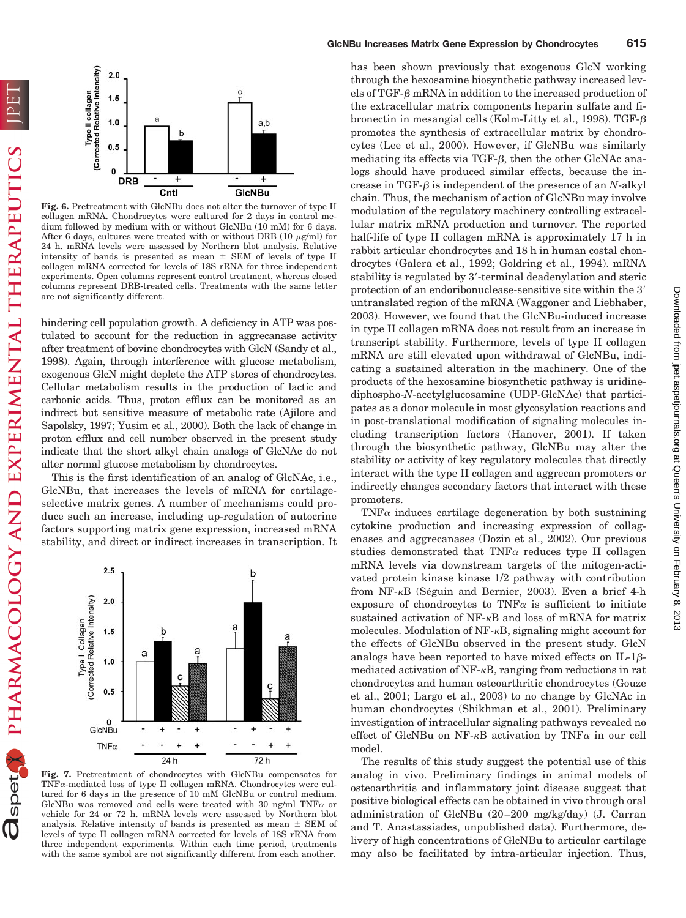Fig. 6. Pretreatment with GlcNBu does not alter the turnover of type II collagen mRNA. Chondrocytes were cultured for 2 days in control medium followed by medium with or without GlcNBu (10 mM) for 6 days. After 6 days, cultures were treated with or without DRB (10 μg/ml) for 24 h. mRNA levels were assessed by Northern blot analysis. Relative intensity of bands is presented as mean ± SEM of levels of type II collagen mRNA corrected for levels of 18S rRNA for three independent experiments. Open columns represent control treatment, whereas closed columns represent DRB-treated cells. Treatments with the same letter are not significantly different.

hindering cell population growth. A deficiency in ATP was postulated to account for the reduction in aggrecanase activity after treatment of bovine chondrocytes with GlcN (Sandy et al., 1998). Again, through interference with glucose metabolism, exogenous GlcN might deplete the ATP stores of chondrocytes. Cellular metabolism results in the production of lactic and carbonic acids. Thus, proton efflux can be monitored as an indirect but sensitive measure of metabolic rate (Ajilore and Sapolsky, 1997; Yusim et al., 2000). Both the lack of change in proton efflux and cell number observed in the present study indicate that the short alkyl chain analogs of GlcNAc do not alter normal glucose metabolism by chondrocytes.

This is the first identification of an analog of GlcNAc, i.e., GlcNBu, that increases the levels of mRNA for cartilage-selective matrix genes. A number of mechanisms could produce such an increase, including up-regulation of autocrine factors supporting matrix gene expression, increased mRNA stability, and direct or indirect increases in transcription. It has been shown previously that exogenous GlcN working through the hexosamine biosynthetic pathway increased levels of TGF-β mRNA in addition to the increased production of the extracellular matrix components heparin sulfate and fibronectin in mesangial cells (Kolm-Litty et al., 1998). TGF-β promotes the synthesis of extracellular matrix by chondrocytes (Lee et al., 2000). However, if GlcNBu was similarly mediating its effects via TGF-β, then the other GlcNAc analogs should have produced similar effects, because the increase in TGF-β is independent of the presence of an *N*-alkyl chain. Thus, the mechanism of action of GlcNBu may involve modulation of the regulatory machinery controlling extracellular matrix mRNA production and turnover. The reported half-life of type II collagen mRNA is approximately 17 h in rabbit articular chondrocytes and 18 h in human costal chondrocytes (Galera et al., 1992; Goldring et al., 1994). mRNA stability is regulated by 3′-terminal deadenylation and steric protection of an endoribonuclease-sensitive site within the 3′ untranslated region of the mRNA (Waggoner and Liebhaber, 2003). However, we found that the GlcNBu-induced increase in type II collagen mRNA does not result from an increase in transcript stability. Furthermore, levels of type II collagen mRNA are still elevated upon withdrawal of GlcNBu, indicating a sustained alteration in the machinery. One of the products of the hexosamine biosynthetic pathway is uridine-diphospho-*N*-acetylglucosamine (UDP-GlcNAc) that participates as a donor molecule in most glycosylation reactions and in post-translational modification of signaling molecules including transcription factors (Hanover, 2001). If taken through the biosynthetic pathway, GlcNBu may alter the stability or activity of key regulatory molecules that directly interact with the type II collagen and aggrecan promoters or indirectly changes secondary factors that interact with these promoters.

Fig. 7. Pretreatment of chondrocytes with GlcNBu compensates for TNFα-mediated loss of type II collagen mRNA. Chondrocytes were cultured for 6 days in the presence of 10 mM GlcNBu or control medium. GlcNBu was removed and cells were treated with 30 ng/ml TNFα or vehicle for 24 or 72 h. mRNA levels were assessed by Northern blot analysis. Relative intensity of bands is presented as mean ± SEM of levels of type II collagen mRNA corrected for levels of 18S rRNA from three independent experiments. Within each time period, treatments with the same symbol are not significantly different from each another.

TNFα induces cartilage degeneration by both sustaining cytokine production and increasing expression of collagenases and aggrecanases (Dozin et al., 2002). Our previous studies demonstrated that TNFα reduces type II collagen mRNA levels via downstream targets of the mitogen-activated protein kinase kinase 1/2 pathway with contribution from NF-κB (Séguin and Bernier, 2003). Even a brief 4-h exposure of chondrocytes to TNFα is sufficient to initiate sustained activation of NF-κB and loss of mRNA for matrix molecules. Modulation of NF-κB, signaling might account for the effects of GlcNBu observed in the present study. GlcN analogs have been reported to have mixed effects on IL-1β-mediated activation of NF-κB, ranging from reductions in rat chondrocytes and human osteoarthritic chondrocytes (Gouze et al., 2001; Largo et al., 2003) to no change by GlcNAc in human chondrocytes (Shikhman et al., 2001). Preliminary investigation of intracellular signaling pathways revealed no effect of GlcNBu on NF-κB activation by TNFα in our cell model.

The results of this study suggest the potential use of this analog in vivo. Preliminary findings in animal models of osteoarthritis and inflammatory joint disease suggest that positive biological effects can be obtained in vivo through oral administration of GlcNBu (20–200 mg/kg/day) (J. Carran and T. Anastassiades, unpublished data). Furthermore, delivery of high concentrations of GlcNBu to articular cartilage may also be facilitated by intra-articular injection. Thus,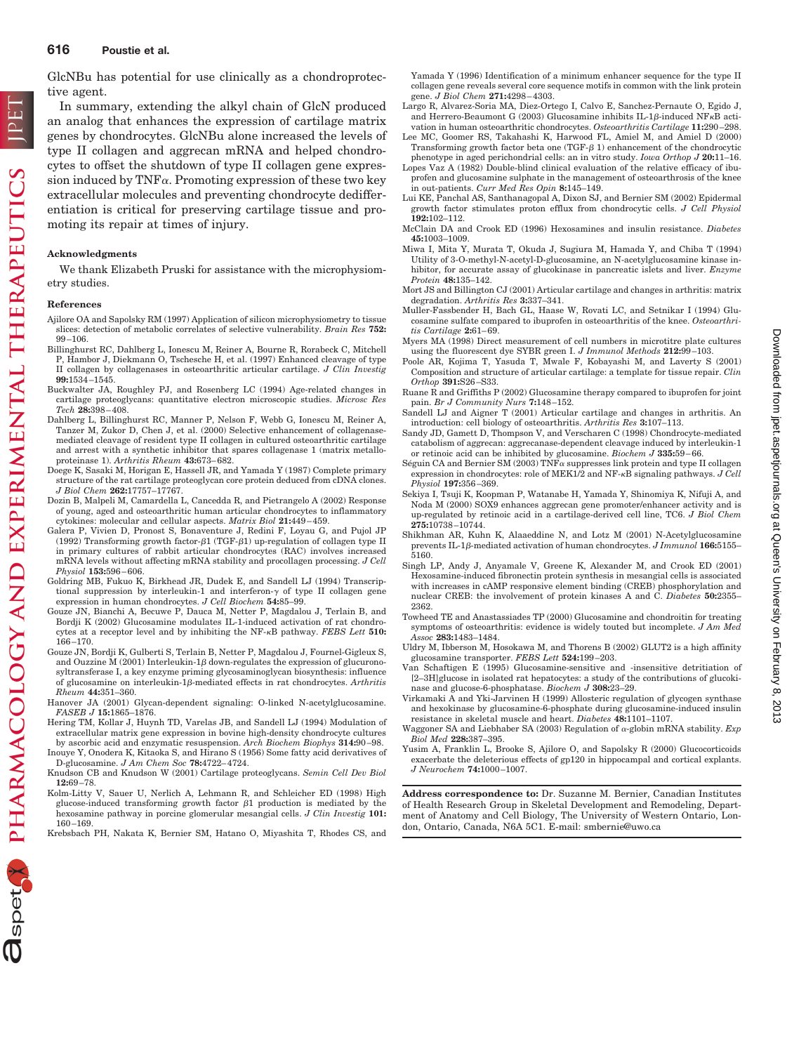GlcNBu has potential for use clinically as a chondroprotective agent.

In summary, extending the alkyl chain of GlcN produced an analog that enhances the expression of cartilage matrix genes by chondrocytes. GlcNBu alone increased the levels of type II collagen and aggrecan mRNA and helped chondrocytes to offset the shutdown of type II collagen gene expression induced by TNF$\alpha$. Promoting expression of these two key extracellular molecules and preventing chondrocyte dedifferentiation is critical for preserving cartilage tissue and promoting its repair at times of injury.

### Acknowledgments

We thank Elizabeth Pruski for assistance with the microphysiometry studies.

### References

Ajilore OA and Sapolsky RM (1997) Application of silicon microphysiometry to tissue slices: detection of metabolic correlates of selective vulnerability. *Brain Res* **752:** 99–106.

Billinghurst RC, Dahlberg L, Ionescu M, Reiner A, Bourne R, Rorabeck C, Mitchell P, Hambor J, Diekmann O, Tschesche H, et al. (1997) Enhanced cleavage of type II collagen by collagenases in osteoarthritic articular cartilage. *J Clin Investig* **99:**1534–1545.

Buckwalter JA, Roughley PJ, and Rosenberg LC (1994) Age-related changes in cartilage proteoglycans: quantitative electron microscopic studies. *Microsc Res Tech* **28:**398–408.

Dahlberg L, Billinghurst RC, Manner P, Nelson F, Webb G, Ionescu M, Reiner A, Tanzer M, Zukor D, Chen J, et al. (2000) Selective enhancement of collagenase-mediated cleavage of resident type II collagen in cultured osteoarthritic cartilage and arrest with a synthetic inhibitor that spares collagenase 1 (matrix metalloproteinase 1). *Arthritis Rheum* **43:**673–682.

Doege K, Sasaki M, Horigan E, Hassell JR, and Yamada Y (1987) Complete primary structure of the rat cartilage proteoglycan core protein deduced from cDNA clones. *J Biol Chem* **262:**17757–17767.

Dozin B, Malpeli M, Camardella L, Cancedda R, and Pietrangelo A (2002) Response of young, aged and osteoarthritic human articular chondrocytes to inflammatory cytokines: molecular and cellular aspects. *Matrix Biol* **21:**449–459.

Galera P, Vivien D, Pronost S, Bonaventure J, Redini F, Loyau G, and Pujol JP (1992) Transforming growth factor-β1 (TGF-β1) up-regulation of collagen type II in primary cultures of rabbit articular chondrocytes (RAC) involves increased mRNA levels without affecting mRNA stability and procollagen processing. *J Cell Physiol* **153:**596–606.

Goldring MB, Fukuo K, Birkhead JR, Dudek E, and Sandell LJ (1994) Transcriptional suppression by interleukin-1 and interferon-γ of type II collagen gene expression in human chondrocytes. *J Cell Biochem* **54:**85–99.

Gouze JN, Bianchi A, Becuwe P, Dauca M, Netter P, Magdalou J, Terlain B, and Bordji K (2002) Glucosamine modulates IL-1-induced activation of rat chondrocytes at a receptor level and by inhibiting the NF-κB pathway. *FEBS Lett* **510:** 166–170.

Gouze JN, Bordji K, Gulberti S, Terlain B, Netter P, Magdalou J, Fournel-Gigleux S, and Ouzzine M (2001) Interleukin-1β down-regulates the expression of glucuronosyltransferase I, a key enzyme priming glycosaminoglycan biosynthesis: influence of glucosamine on interleukin-1β-mediated effects in rat chondrocytes. *Arthritis Rheum* **44:**351–360.

Hanover JA (2001) Glycan-dependent signaling: O-linked N-acetylglucosamine. *FASEB J* **15:**1865–1876.

Hering TM, Kollar J, Huynh TD, Varelas JB, and Sandell LJ (1994) Modulation of extracellular matrix gene expression in bovine high-density chondrocyte cultures by ascorbic acid and enzymatic resuspension. *Arch Biochem Biophys* **314:**90–98.

Inouye Y, Onodera K, Kitaoka S, and Hirano S (1956) Some fatty acid derivatives of D-glucosamine. *J Am Chem Soc* **78:**4722–4724.

Knudson CB and Knudson W (2001) Cartilage proteoglycans. *Semin Cell Dev Biol* **12:**69–78.

Kolm-Litty V, Sauer U, Nerlich A, Lehmann R, and Schleicher ED (1998) High glucose-induced transforming growth factor β1 production is mediated by the hexosamine pathway in porcine glomerular mesangial cells. *J Clin Investig* **101:** 160–169.

Krebsbach PH, Nakata K, Bernier SM, Hatano O, Miyashita T, Rhodes CS, and Yamada Y (1996) Identification of a minimum enhancer sequence for the type II collagen gene reveals several core sequence motifs in common with the link protein gene. *J Biol Chem* **271:**4298–4303.

Largo R, Alvarez-Soria MA, Diez-Ortego I, Calvo E, Sanchez-Pernaute O, Egido J, and Herrero-Beaumont G (2003) Glucosamine inhibits IL-1β-induced NFκB activation in human osteoarthritic chondrocytes. *Osteoarthritis Cartilage* **11:**290–298.

Lee MC, Goomer RS, Takahashi K, Harwood FL, Amiel M, and Amiel D (2000) Transforming growth factor beta one (TGF-β 1) enhancement of the chondrocytic phenotype in aged perichondrial cells: an in vitro study. *Iowa Orthop J* **20:**11–16.

Lopes Vaz A (1982) Double-blind clinical evaluation of the relative efficacy of ibuprofen and glucosamine sulphate in the management of osteoarthrosis of the knee in out-patients. *Curr Med Res Opin* **8:**145–149.

Lui KE, Panchal AS, Santhanagopal A, Dixon SJ, and Bernier SM (2002) Epidermal growth factor stimulates proton efflux from chondrocytic cells. *J Cell Physiol* **192:**102–112.

McClain DA and Crook ED (1996) Hexosamines and insulin resistance. *Diabetes* **45:**1003–1009.

Miwa I, Mita Y, Murata T, Okuda J, Sugiura M, Hamada Y, and Chiba T (1994) Utility of 3-O-methyl-N-acetyl-D-glucosamine, an N-acetylglucosamine kinase inhibitor, for accurate assay of glucokinase in pancreatic islets and liver. *Enzyme Protein* **48:**135–142.

Mort JS and Billington CJ (2001) Articular cartilage and changes in arthritis: matrix degradation. *Arthritis Res* **3:**337–341.

Muller-Fassbender H, Bach GL, Haase W, Rovati LC, and Setnikar I (1994) Glucosamine sulfate compared to ibuprofen in osteoarthritis of the knee. *Osteoarthritis Cartilage* **2:**61–69.

Myers MA (1998) Direct measurement of cell numbers in microtitre plate cultures using the fluorescent dye SYBR green I. *J Immunol Methods* **212:**99–103.

Poole AR, Kojima T, Yasuda T, Mwale F, Kobayashi M, and Laverty S (2001) Composition and structure of articular cartilage: a template for tissue repair. *Clin Orthop* **391:**S26–S33.

Ruane R and Griffiths P (2002) Glucosamine therapy compared to ibuprofen for joint pain. *Br J Community Nurs* **7:**148–152.

Sandell LJ and Aigner T (2001) Articular cartilage and changes in arthritis. An introduction: cell biology of osteoarthritis. *Arthritis Res* **3:**107–113.

Sandy JD, Gamett D, Thompson V, and Verscharen C (1998) Chondrocyte-mediated catabolism of aggrecan: aggrecanase-dependent cleavage induced by interleukin-1 or retinoic acid can be inhibited by glucosamine. *Biochem J* **335:**59–66.

Séguin CA and Bernier SM (2003) TNFα suppresses link protein and type II collagen expression in chondrocytes: role of MEK1/2 and NF-κB signaling pathways. *J Cell Physiol* **197:**356–369.

Sekiya I, Tsuji K, Koopman P, Watanabe H, Yamada Y, Shinomiya K, Nifuji A, and Noda M (2000) SOX9 enhances aggrecan gene promoter/enhancer activity and is up-regulated by retinoic acid in a cartilage-derived cell line, TC6. *J Biol Chem* **275:**10738–10744.

Shikhman AR, Kuhn K, Alaaeddine N, and Lotz M (2001) N-Acetylglucosamine prevents IL-1β-mediated activation of human chondrocytes. *J Immunol* **166:**5155–5160.

Singh LP, Andy J, Anyamale V, Greene K, Alexander M, and Crook ED (2001) Hexosamine-induced fibronectin protein synthesis in mesangial cells is associated with increases in cAMP responsive element binding (CREB) phosphorylation and nuclear CREB: the involvement of protein kinases A and C. *Diabetes* **50:**2355–2362.

Towheed TE and Anastassiades TP (2000) Glucosamine and chondroitin for treating symptoms of osteoarthritis: evidence is widely touted but incomplete. *J Am Med Assoc* **283:**1483–1484.

Uldry M, Ibberson M, Hosokawa M, and Thorens B (2002) GLUT2 is a high affinity glucosamine transporter. *FEBS Lett* **524:**199–203.

Van Schaftigen E (1995) Glucosamine-sensitive and -insensitive detritiation of [2–3H]glucose in isolated rat hepatocytes: a study of the contributions of glucokinase and glucose-6-phosphatase. *Biochem J* **308:**23–29.

Virkamaki A and Yki-Jarvinen H (1999) Allosteric regulation of glycogen synthase and hexokinase by glucosamine-6-phosphate during glucosamine-induced insulin resistance in skeletal muscle and heart. *Diabetes* **48:**1101–1107.

Waggoner SA and Liebhaber SA (2003) Regulation of α-globin mRNA stability. *Exp Biol Med* **228:**387–395.

Yusim A, Franklin L, Brooke S, Ajilore O, and Sapolsky R (2000) Glucocorticoids exacerbate the deleterious effects of gp120 in hippocampal and cortical explants. *J Neurochem* **74:**1000–1007.

---

**Address correspondence to:** Dr. Suzanne M. Bernier, Canadian Institutes of Health Research Group in Skeletal Development and Remodeling, Department of Anatomy and Cell Biology, The University of Western Ontario, London, Ontario, Canada, N6A 5C1. E-mail: smbernie@uwo.ca